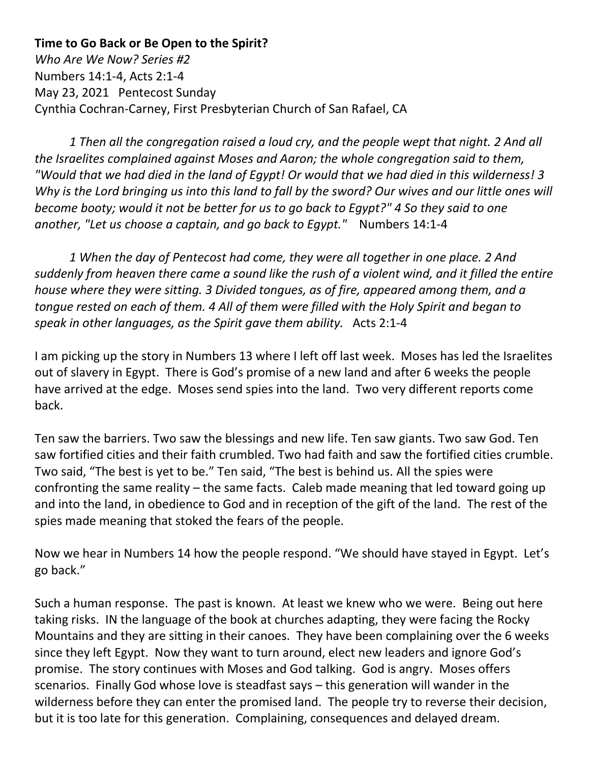**Time to Go Back or Be Open to the Spirit?**
*Who Are We Now? Series #2*
Numbers 14:1-4, Acts 2:1-4
May 23, 2021 Pentecost Sunday
Cynthia Cochran-Carney, First Presbyterian Church of San Rafael, CA

*1 Then all the congregation raised a loud cry, and the people wept that night. 2 And all the Israelites complained against Moses and Aaron; the whole congregation said to them, "Would that we had died in the land of Egypt! Or would that we had died in this wilderness! 3 Why is the Lord bringing us into this land to fall by the sword? Our wives and our little ones will become booty; would it not be better for us to go back to Egypt?" 4 So they said to one another, "Let us choose a captain, and go back to Egypt."* Numbers 14:1-4

*1 When the day of Pentecost had come, they were all together in one place. 2 And suddenly from heaven there came a sound like the rush of a violent wind, and it filled the entire house where they were sitting. 3 Divided tongues, as of fire, appeared among them, and a tongue rested on each of them. 4 All of them were filled with the Holy Spirit and began to speak in other languages, as the Spirit gave them ability.* Acts 2:1-4

I am picking up the story in Numbers 13 where I left off last week. Moses has led the Israelites out of slavery in Egypt. There is God's promise of a new land and after 6 weeks the people have arrived at the edge. Moses send spies into the land. Two very different reports come back.

Ten saw the barriers. Two saw the blessings and new life. Ten saw giants. Two saw God. Ten saw fortified cities and their faith crumbled. Two had faith and saw the fortified cities crumble. Two said, "The best is yet to be." Ten said, "The best is behind us. All the spies were confronting the same reality – the same facts. Caleb made meaning that led toward going up and into the land, in obedience to God and in reception of the gift of the land. The rest of the spies made meaning that stoked the fears of the people.

Now we hear in Numbers 14 how the people respond. "We should have stayed in Egypt. Let's go back."

Such a human response. The past is known. At least we knew who we were. Being out here taking risks. IN the language of the book at churches adapting, they were facing the Rocky Mountains and they are sitting in their canoes. They have been complaining over the 6 weeks since they left Egypt. Now they want to turn around, elect new leaders and ignore God's promise. The story continues with Moses and God talking. God is angry. Moses offers scenarios. Finally God whose love is steadfast says – this generation will wander in the wilderness before they can enter the promised land. The people try to reverse their decision, but it is too late for this generation. Complaining, consequences and delayed dream.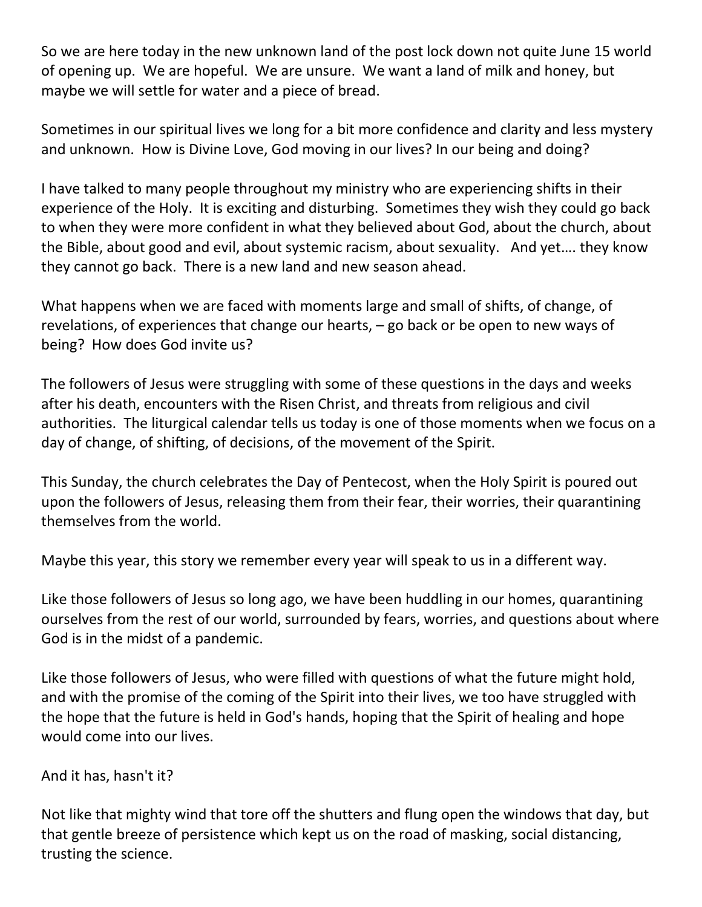So we are here today in the new unknown land of the post lock down not quite June 15 world of opening up. We are hopeful. We are unsure. We want a land of milk and honey, but maybe we will settle for water and a piece of bread.

Sometimes in our spiritual lives we long for a bit more confidence and clarity and less mystery and unknown. How is Divine Love, God moving in our lives? In our being and doing?

I have talked to many people throughout my ministry who are experiencing shifts in their experience of the Holy. It is exciting and disturbing. Sometimes they wish they could go back to when they were more confident in what they believed about God, about the church, about the Bible, about good and evil, about systemic racism, about sexuality. And yet…. they know they cannot go back. There is a new land and new season ahead.

What happens when we are faced with moments large and small of shifts, of change, of revelations, of experiences that change our hearts, – go back or be open to new ways of being? How does God invite us?

The followers of Jesus were struggling with some of these questions in the days and weeks after his death, encounters with the Risen Christ, and threats from religious and civil authorities. The liturgical calendar tells us today is one of those moments when we focus on a day of change, of shifting, of decisions, of the movement of the Spirit.

This Sunday, the church celebrates the Day of Pentecost, when the Holy Spirit is poured out upon the followers of Jesus, releasing them from their fear, their worries, their quarantining themselves from the world.

Maybe this year, this story we remember every year will speak to us in a different way.

Like those followers of Jesus so long ago, we have been huddling in our homes, quarantining ourselves from the rest of our world, surrounded by fears, worries, and questions about where God is in the midst of a pandemic.

Like those followers of Jesus, who were filled with questions of what the future might hold, and with the promise of the coming of the Spirit into their lives, we too have struggled with the hope that the future is held in God's hands, hoping that the Spirit of healing and hope would come into our lives.

And it has, hasn't it?

Not like that mighty wind that tore off the shutters and flung open the windows that day, but that gentle breeze of persistence which kept us on the road of masking, social distancing, trusting the science.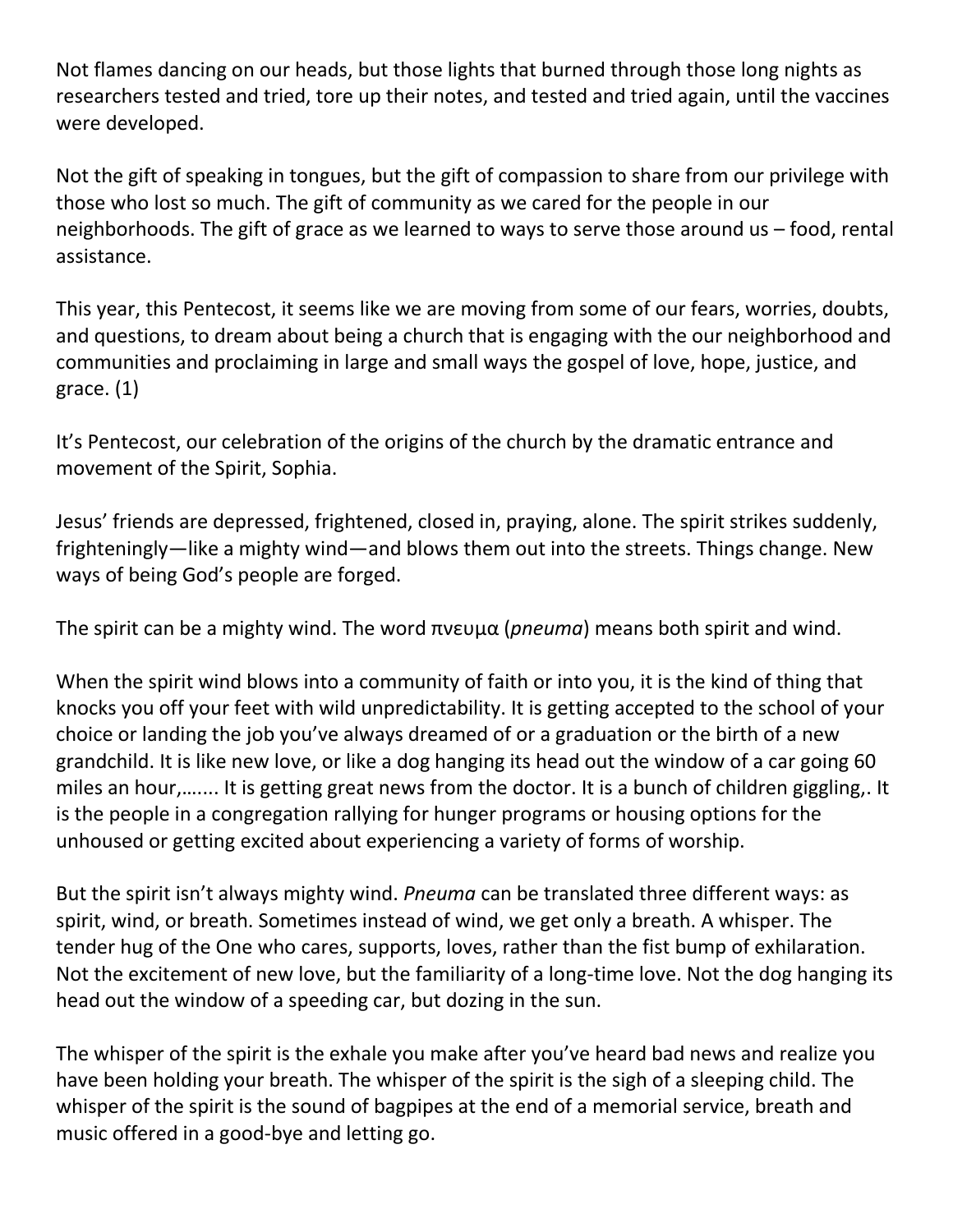Not flames dancing on our heads, but those lights that burned through those long nights as researchers tested and tried, tore up their notes, and tested and tried again, until the vaccines were developed.

Not the gift of speaking in tongues, but the gift of compassion to share from our privilege with those who lost so much. The gift of community as we cared for the people in our neighborhoods. The gift of grace as we learned to ways to serve those around us – food, rental assistance.

This year, this Pentecost, it seems like we are moving from some of our fears, worries, doubts, and questions, to dream about being a church that is engaging with the our neighborhood and communities and proclaiming in large and small ways the gospel of love, hope, justice, and grace. (1)

It's Pentecost, our celebration of the origins of the church by the dramatic entrance and movement of the Spirit, Sophia.

Jesus' friends are depressed, frightened, closed in, praying, alone. The spirit strikes suddenly, frighteningly—like a mighty wind—and blows them out into the streets. Things change. New ways of being God's people are forged.

The spirit can be a mighty wind. The word πνευμα (*pneuma*) means both spirit and wind.

When the spirit wind blows into a community of faith or into you, it is the kind of thing that knocks you off your feet with wild unpredictability. It is getting accepted to the school of your choice or landing the job you've always dreamed of or a graduation or the birth of a new grandchild. It is like new love, or like a dog hanging its head out the window of a car going 60 miles an hour,……. It is getting great news from the doctor. It is a bunch of children giggling,. It is the people in a congregation rallying for hunger programs or housing options for the unhoused or getting excited about experiencing a variety of forms of worship.

But the spirit isn't always mighty wind. *Pneuma* can be translated three different ways: as spirit, wind, or breath. Sometimes instead of wind, we get only a breath. A whisper. The tender hug of the One who cares, supports, loves, rather than the fist bump of exhilaration. Not the excitement of new love, but the familiarity of a long-time love. Not the dog hanging its head out the window of a speeding car, but dozing in the sun.

The whisper of the spirit is the exhale you make after you've heard bad news and realize you have been holding your breath. The whisper of the spirit is the sigh of a sleeping child. The whisper of the spirit is the sound of bagpipes at the end of a memorial service, breath and music offered in a good-bye and letting go.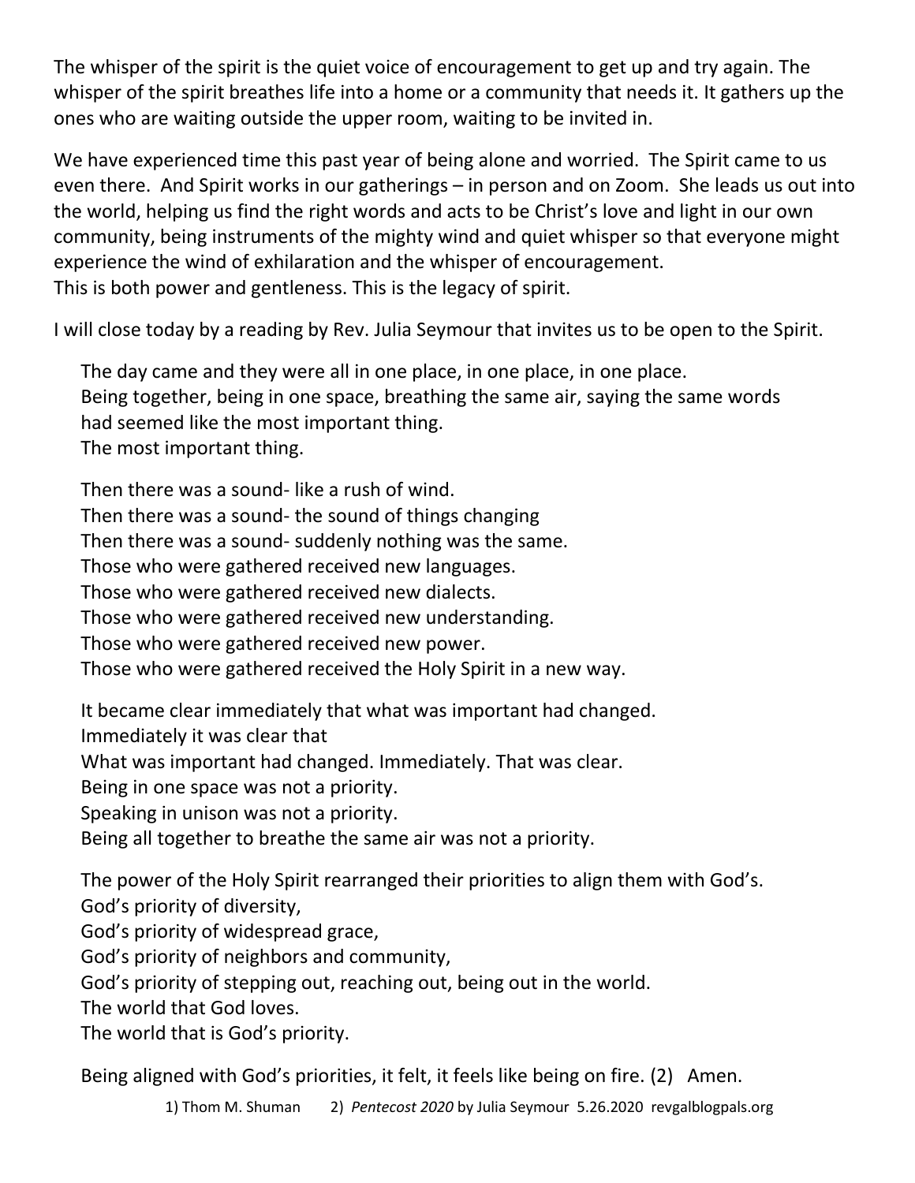The whisper of the spirit is the quiet voice of encouragement to get up and try again. The whisper of the spirit breathes life into a home or a community that needs it. It gathers up the ones who are waiting outside the upper room, waiting to be invited in.

We have experienced time this past year of being alone and worried. The Spirit came to us even there. And Spirit works in our gatherings – in person and on Zoom. She leads us out into the world, helping us find the right words and acts to be Christ's love and light in our own community, being instruments of the mighty wind and quiet whisper so that everyone might experience the wind of exhilaration and the whisper of encouragement.
This is both power and gentleness. This is the legacy of spirit.

I will close today by a reading by Rev. Julia Seymour that invites us to be open to the Spirit.

> The day came and they were all in one place, in one place, in one place.
> Being together, being in one space, breathing the same air, saying the same words had seemed like the most important thing.
> The most important thing.
>
> Then there was a sound- like a rush of wind.
> Then there was a sound- the sound of things changing
> Then there was a sound- suddenly nothing was the same.
> Those who were gathered received new languages.
> Those who were gathered received new dialects.
> Those who were gathered received new understanding.
> Those who were gathered received new power.
> Those who were gathered received the Holy Spirit in a new way.
>
> It became clear immediately that what was important had changed.
> Immediately it was clear that
> What was important had changed. Immediately. That was clear.
> Being in one space was not a priority.
> Speaking in unison was not a priority.
> Being all together to breathe the same air was not a priority.
>
> The power of the Holy Spirit rearranged their priorities to align them with God's.
> God's priority of diversity,
> God's priority of widespread grace,
> God's priority of neighbors and community,
> God's priority of stepping out, reaching out, being out in the world.
> The world that God loves.
> The world that is God's priority.
>
> Being aligned with God's priorities, it felt, it feels like being on fire. (2) Amen.

1) Thom M. Shuman 2) *Pentecost 2020* by Julia Seymour 5.26.2020 revgalblogpals.org